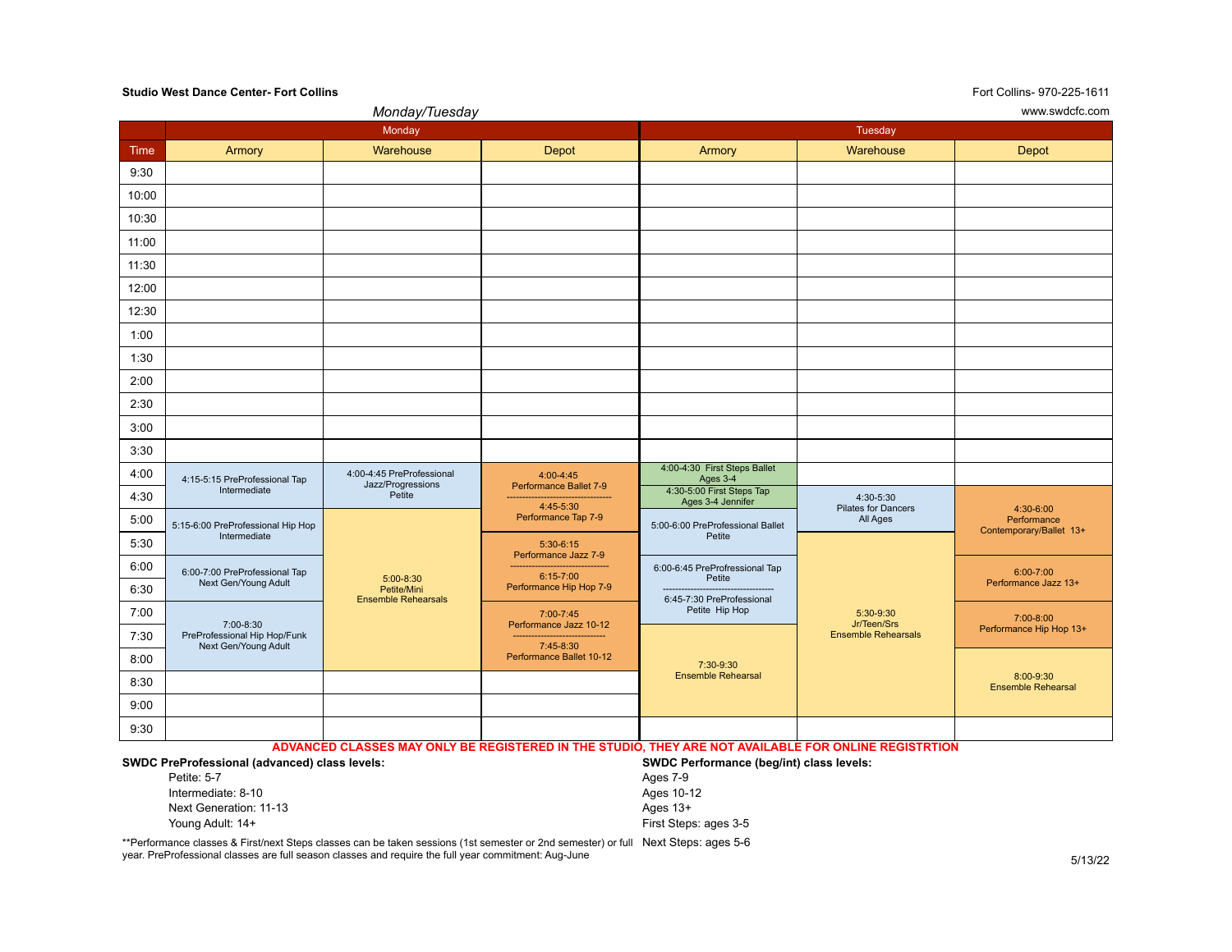**Studio West Dance Center- Fort Collins**

Fort Collins- 970-225-1611

www.swdcfc.com

*Monday/Tuesday*

| Time | Monday – Armory | Monday – Warehouse | Monday – Depot | Tuesday – Armory | Tuesday – Warehouse | Tuesday – Depot |
|---|---|---|---|---|---|---|
| 9:30 | | | | | | |
| 10:00 | | | | | | |
| 10:30 | | | | | | |
| 11:00 | | | | | | |
| 11:30 | | | | | | |
| 12:00 | | | | | | |
| 12:30 | | | | | | |
| 1:00 | | | | | | |
| 1:30 | | | | | | |
| 2:00 | | | | | | |
| 2:30 | | | | | | |
| 3:00 | | | | | | |
| 3:30 | | | | | | |
| 4:00 | 4:15-5:15 PreProfessional Tap Intermediate | 4:00-4:45 PreProfessional Jazz/Progressions Petite | 4:00-4:45 Performance Ballet 7-9 | 4:00-4:30 First Steps Ballet Ages 3-4 | | |
| 4:30 | | | 4:45-5:30 Performance Tap 7-9 | 4:30-5:00 First Steps Tap Ages 3-4 Jennifer | 4:30-5:30 Pilates for Dancers All Ages | 4:30-6:00 Performance Contemporary/Ballet 13+ |
| 5:00 | 5:15-6:00 PreProfessional Hip Hop Intermediate | 5:00-8:30 Petite/Mini Ensemble Rehearsals | | 5:00-6:00 PreProfessional Ballet Petite | | |
| 5:30 | | | 5:30-6:15 Performance Jazz 7-9 | | 5:30-9:30 Jr/Teen/Srs Ensemble Rehearsals | |
| 6:00 | 6:00-7:00 PreProfessional Tap Next Gen/Young Adult | | | 6:00-6:45 PreProfessional Tap Petite | | 6:00-7:00 Performance Jazz 13+ |
| 6:30 | | | 6:15-7:00 Performance Hip Hop 7-9 | 6:45-7:30 PreProfessional Petite Hip Hop | | |
| 7:00 | 7:00-8:30 PreProfessional Hip Hop/Funk Next Gen/Young Adult | | 7:00-7:45 Performance Jazz 10-12 | | | 7:00-8:00 Performance Hip Hop 13+ |
| 7:30 | | | 7:45-8:30 Performance Ballet 10-12 | 7:30-9:30 Ensemble Rehearsal | | |
| 8:00 | | | | | | 8:00-9:30 Ensemble Rehearsal |
| 8:30 | | | | | | |
| 9:00 | | | | | | |
| 9:30 | | | | | | |

**ADVANCED CLASSES MAY ONLY BE REGISTERED IN THE STUDIO, THEY ARE NOT AVAILABLE FOR ONLINE REGISTRTION**

**SWDC PreProfessional (advanced) class levels:**

- Petite: 5-7
- Intermediate: 8-10
- Next Generation: 11-13
- Young Adult: 14+

**SWDC Performance (beg/int) class levels:**

- Ages 7-9
- Ages 10-12
- Ages 13+
- First Steps: ages 3-5
- Next Steps: ages 5-6

**Performance classes & First/next Steps classes can be taken sessions (1st semester or 2nd semester) or full year. PreProfessional classes are full season classes and require the full year commitment: Aug-June

5/13/22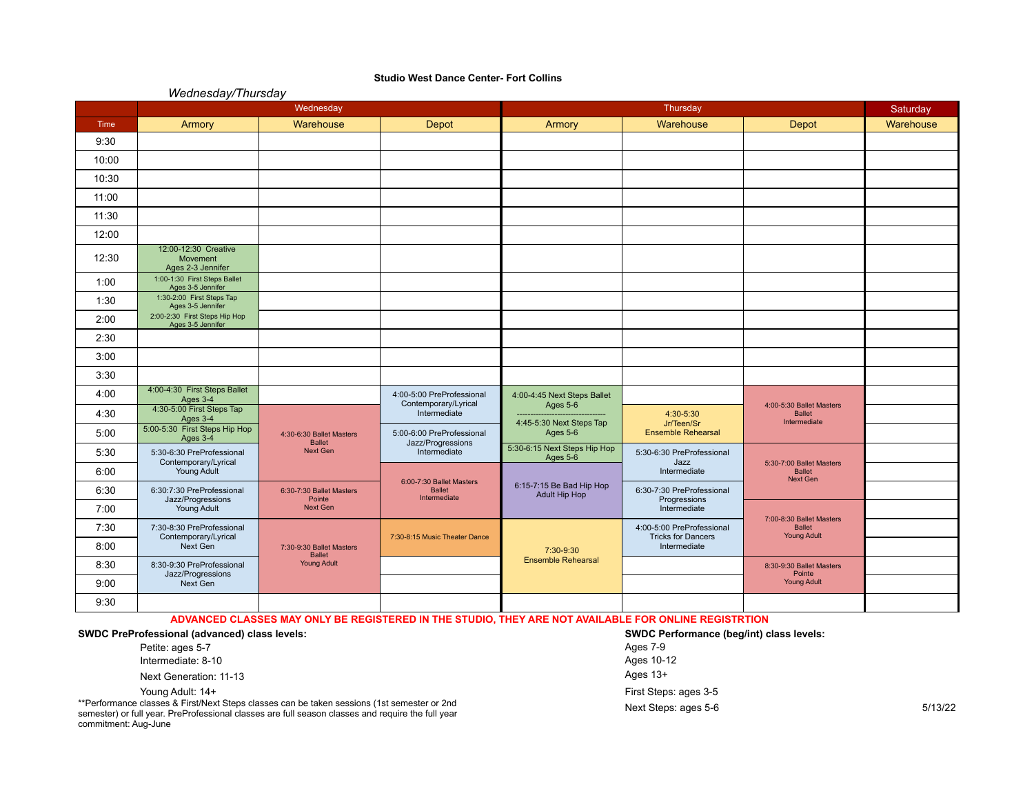**Studio West Dance Center- Fort Collins**

*Wednesday/Thursday*

| | Wednesday | | | Thursday | | | Saturday |
|---|---|---|---|---|---|---|---|
| Time | Armory | Warehouse | Depot | Armory | Warehouse | Depot | Warehouse |
| 9:30 | | | | | | | |
| 10:00 | | | | | | | |
| 10:30 | | | | | | | |
| 11:00 | | | | | | | |
| 11:30 | | | | | | | |
| 12:00 | | | | | | | |
| 12:30 | 12:00-12:30 Creative Movement Ages 2-3 Jennifer | | | | | | |
| 1:00 | 1:00-1:30 First Steps Ballet Ages 3-5 Jennifer | | | | | | |
| 1:30 | 1:30-2:00 First Steps Tap Ages 3-5 Jennifer | | | | | | |
| 2:00 | 2:00-2:30 First Steps Hip Hop Ages 3-5 Jennifer | | | | | | |
| 2:30 | | | | | | | |
| 3:00 | | | | | | | |
| 3:30 | | | | | | | |
| 4:00 | 4:00-4:30 First Steps Ballet Ages 3-4 | | 4:00-5:00 PreProfessional Contemporary/Lyrical Intermediate | 4:00-4:45 Next Steps Ballet Ages 5-6 | | 4:00-5:30 Ballet Masters Ballet Intermediate | |
| 4:30 | 4:30-5:00 First Steps Tap Ages 3-4 | 4:30-6:30 Ballet Masters Ballet Next Gen | | 4:45-5:30 Next Steps Tap Ages 5-6 | 4:30-5:30 Jr/Teen/Sr Ensemble Rehearsal | | |
| 5:00 | 5:00-5:30 First Steps Hip Hop Ages 3-4 | | 5:00-6:00 PreProfessional Jazz/Progressions Intermediate | | | | |
| 5:30 | 5:30-6:30 PreProfessional Contemporary/Lyrical Young Adult | | | 5:30-6:15 Next Steps Hip Hop Ages 5-6 | 5:30-6:30 PreProfessional Jazz Intermediate | 5:30-7:00 Ballet Masters Ballet Next Gen | |
| 6:00 | | | 6:00-7:30 Ballet Masters Ballet Intermediate | 6:15-7:15 Be Bad Hip Hop Adult Hip Hop | | | |
| 6:30 | 6:30:7:30 PreProfessional Jazz/Progressions Young Adult | 6:30-7:30 Ballet Masters Pointe Next Gen | | | 6:30-7:30 PreProfessional Progressions Intermediate | | |
| 7:00 | | | | | | 7:00-8:30 Ballet Masters Ballet Young Adult | |
| 7:30 | 7:30-8:30 PreProfessional Contemporary/Lyrical Next Gen | 7:30-9:30 Ballet Masters Ballet Young Adult | 7:30-8:15 Music Theater Dance | 7:30-9:30 Ensemble Rehearsal | 4:00-5:00 PreProfessional Tricks for Dancers Intermediate | | |
| 8:00 | | | | | | | |
| 8:30 | 8:30-9:30 PreProfessional Jazz/Progressions Next Gen | | | | | 8:30-9:30 Ballet Masters Pointe Young Adult | |
| 9:00 | | | | | | | |
| 9:30 | | | | | | | |

**ADVANCED CLASSES MAY ONLY BE REGISTERED IN THE STUDIO, THEY ARE NOT AVAILABLE FOR ONLINE REGISTRTION**

**SWDC PreProfessional (advanced) class levels:**

- Petite: ages 5-7
- Intermediate: 8-10
- Next Generation: 11-13
- Young Adult: 14+

**Performance classes & First/Next Steps classes can be taken sessions (1st semester or 2nd semester) or full year. PreProfessional classes are full season classes and require the full year commitment: Aug-June

**SWDC Performance (beg/int) class levels:**

- Ages 7-9
- Ages 10-12
- Ages 13+
- First Steps: ages 3-5
- Next Steps: ages 5-6

5/13/22